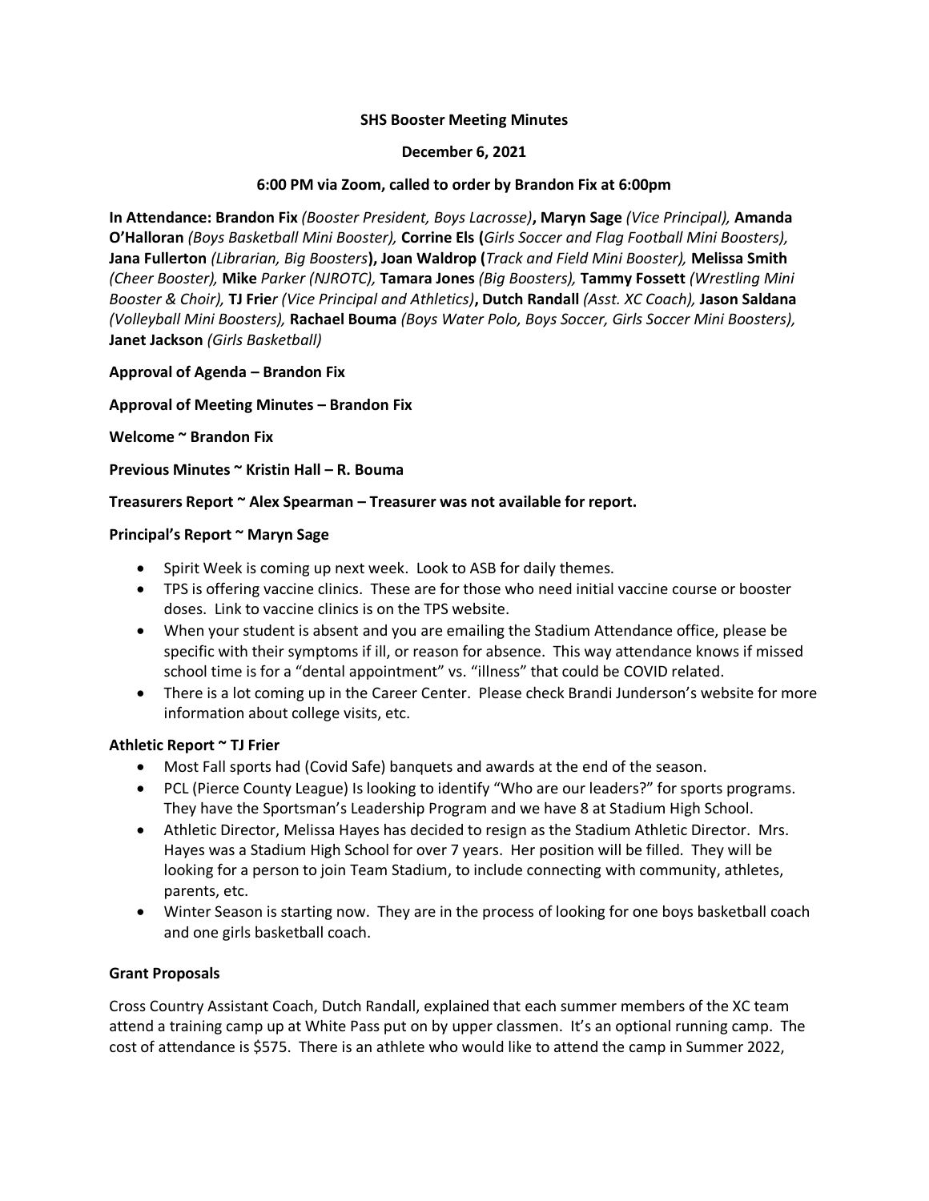**SHS Booster Meeting Minutes**

**December 6, 2021**

**6:00 PM via Zoom, called to order by Brandon Fix at 6:00pm**

**In Attendance: Brandon Fix** *(Booster President, Boys Lacrosse)***, Maryn Sage** *(Vice Principal),* **Amanda O'Halloran** *(Boys Basketball Mini Booster),* **Corrine Els (***Girls Soccer and Flag Football Mini Boosters),* **Jana Fullerton** *(Librarian, Big Boosters***), Joan Waldrop (***Track and Field Mini Booster),* **Melissa Smith** *(Cheer Booster),* **Mike** *Parker (NJROTC),* **Tamara Jones** *(Big Boosters),* **Tammy Fossett** *(Wrestling Mini Booster & Choir),* **TJ Frie***r (Vice Principal and Athletics)***, Dutch Randall** *(Asst. XC Coach),* **Jason Saldana** *(Volleyball Mini Boosters),* **Rachael Bouma** *(Boys Water Polo, Boys Soccer, Girls Soccer Mini Boosters),* **Janet Jackson** *(Girls Basketball)*

**Approval of Agenda – Brandon Fix**

**Approval of Meeting Minutes – Brandon Fix**

**Welcome ~ Brandon Fix**

**Previous Minutes ~ Kristin Hall – R. Bouma**

**Treasurers Report ~ Alex Spearman – Treasurer was not available for report.**

**Principal's Report ~ Maryn Sage**

- Spirit Week is coming up next week. Look to ASB for daily themes.
- TPS is offering vaccine clinics. These are for those who need initial vaccine course or booster doses. Link to vaccine clinics is on the TPS website.
- When your student is absent and you are emailing the Stadium Attendance office, please be specific with their symptoms if ill, or reason for absence. This way attendance knows if missed school time is for a "dental appointment" vs. "illness" that could be COVID related.
- There is a lot coming up in the Career Center. Please check Brandi Junderson's website for more information about college visits, etc.

**Athletic Report ~ TJ Frier**

- Most Fall sports had (Covid Safe) banquets and awards at the end of the season.
- PCL (Pierce County League) Is looking to identify "Who are our leaders?" for sports programs. They have the Sportsman's Leadership Program and we have 8 at Stadium High School.
- Athletic Director, Melissa Hayes has decided to resign as the Stadium Athletic Director. Mrs. Hayes was a Stadium High School for over 7 years. Her position will be filled. They will be looking for a person to join Team Stadium, to include connecting with community, athletes, parents, etc.
- Winter Season is starting now. They are in the process of looking for one boys basketball coach and one girls basketball coach.

**Grant Proposals**

Cross Country Assistant Coach, Dutch Randall, explained that each summer members of the XC team attend a training camp up at White Pass put on by upper classmen. It's an optional running camp. The cost of attendance is $575. There is an athlete who would like to attend the camp in Summer 2022,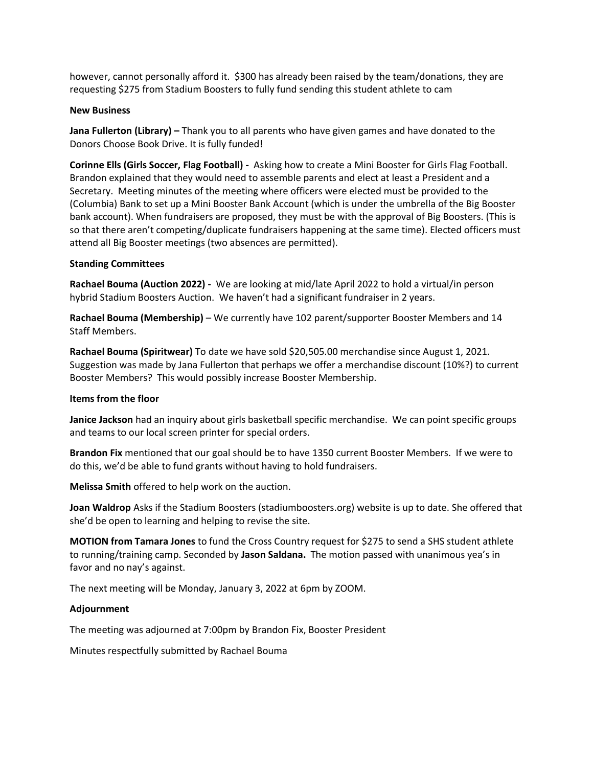however, cannot personally afford it. $300 has already been raised by the team/donations, they are requesting $275 from Stadium Boosters to fully fund sending this student athlete to cam

**New Business**

**Jana Fullerton (Library) –** Thank you to all parents who have given games and have donated to the Donors Choose Book Drive. It is fully funded!

**Corinne Ells (Girls Soccer, Flag Football) -** Asking how to create a Mini Booster for Girls Flag Football. Brandon explained that they would need to assemble parents and elect at least a President and a Secretary. Meeting minutes of the meeting where officers were elected must be provided to the (Columbia) Bank to set up a Mini Booster Bank Account (which is under the umbrella of the Big Booster bank account). When fundraisers are proposed, they must be with the approval of Big Boosters. (This is so that there aren't competing/duplicate fundraisers happening at the same time). Elected officers must attend all Big Booster meetings (two absences are permitted).

**Standing Committees**

**Rachael Bouma (Auction 2022) -** We are looking at mid/late April 2022 to hold a virtual/in person hybrid Stadium Boosters Auction. We haven't had a significant fundraiser in 2 years.

**Rachael Bouma (Membership)** – We currently have 102 parent/supporter Booster Members and 14 Staff Members.

**Rachael Bouma (Spiritwear)** To date we have sold $20,505.00 merchandise since August 1, 2021. Suggestion was made by Jana Fullerton that perhaps we offer a merchandise discount (10%?) to current Booster Members? This would possibly increase Booster Membership.

**Items from the floor**

**Janice Jackson** had an inquiry about girls basketball specific merchandise. We can point specific groups and teams to our local screen printer for special orders.

**Brandon Fix** mentioned that our goal should be to have 1350 current Booster Members. If we were to do this, we'd be able to fund grants without having to hold fundraisers.

**Melissa Smith** offered to help work on the auction.

**Joan Waldrop** Asks if the Stadium Boosters (stadiumboosters.org) website is up to date. She offered that she'd be open to learning and helping to revise the site.

**MOTION from Tamara Jones** to fund the Cross Country request for $275 to send a SHS student athlete to running/training camp. Seconded by **Jason Saldana.** The motion passed with unanimous yea's in favor and no nay's against.

The next meeting will be Monday, January 3, 2022 at 6pm by ZOOM.

**Adjournment**

The meeting was adjourned at 7:00pm by Brandon Fix, Booster President

Minutes respectfully submitted by Rachael Bouma